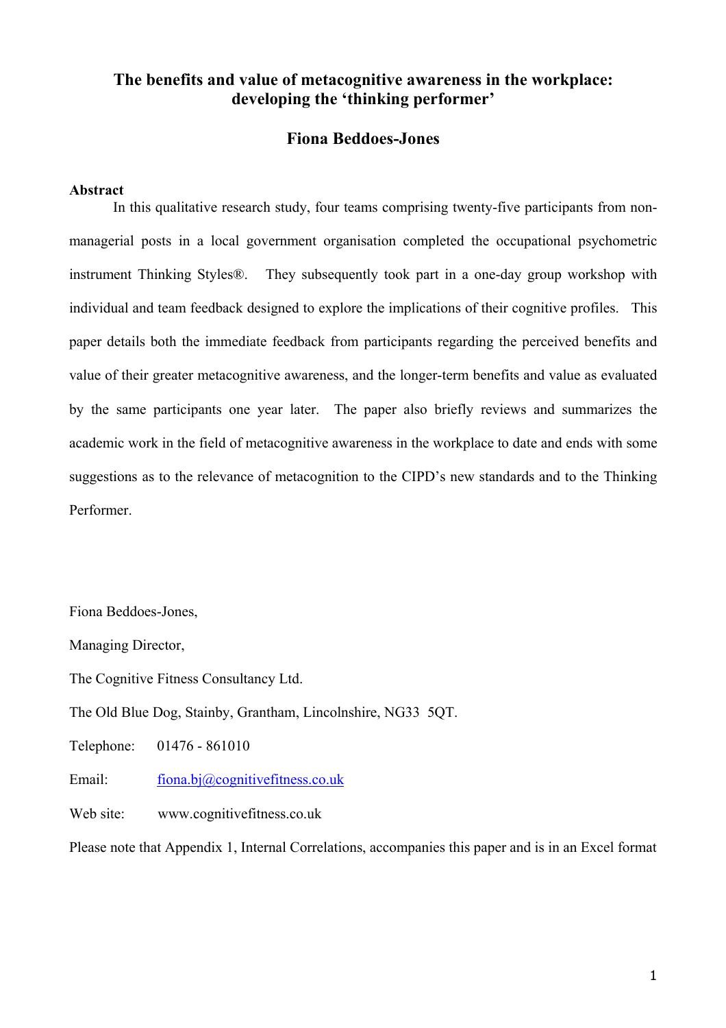# The benefits and value of metacognitive awareness in the workplace: developing the 'thinking performer'

## Fiona Beddoes-Jones

**Abstract**

In this qualitative research study, four teams comprising twenty-five participants from non-managerial posts in a local government organisation completed the occupational psychometric instrument Thinking Styles®. They subsequently took part in a one-day group workshop with individual and team feedback designed to explore the implications of their cognitive profiles. This paper details both the immediate feedback from participants regarding the perceived benefits and value of their greater metacognitive awareness, and the longer-term benefits and value as evaluated by the same participants one year later. The paper also briefly reviews and summarizes the academic work in the field of metacognitive awareness in the workplace to date and ends with some suggestions as to the relevance of metacognition to the CIPD's new standards and to the Thinking Performer.

Fiona Beddoes-Jones,

Managing Director,

The Cognitive Fitness Consultancy Ltd.

The Old Blue Dog, Stainby, Grantham, Lincolnshire, NG33 5QT.

Telephone: 01476 - 861010

Email: fiona.bj@cognitivefitness.co.uk

Web site: www.cognitivefitness.co.uk

Please note that Appendix 1, Internal Correlations, accompanies this paper and is in an Excel format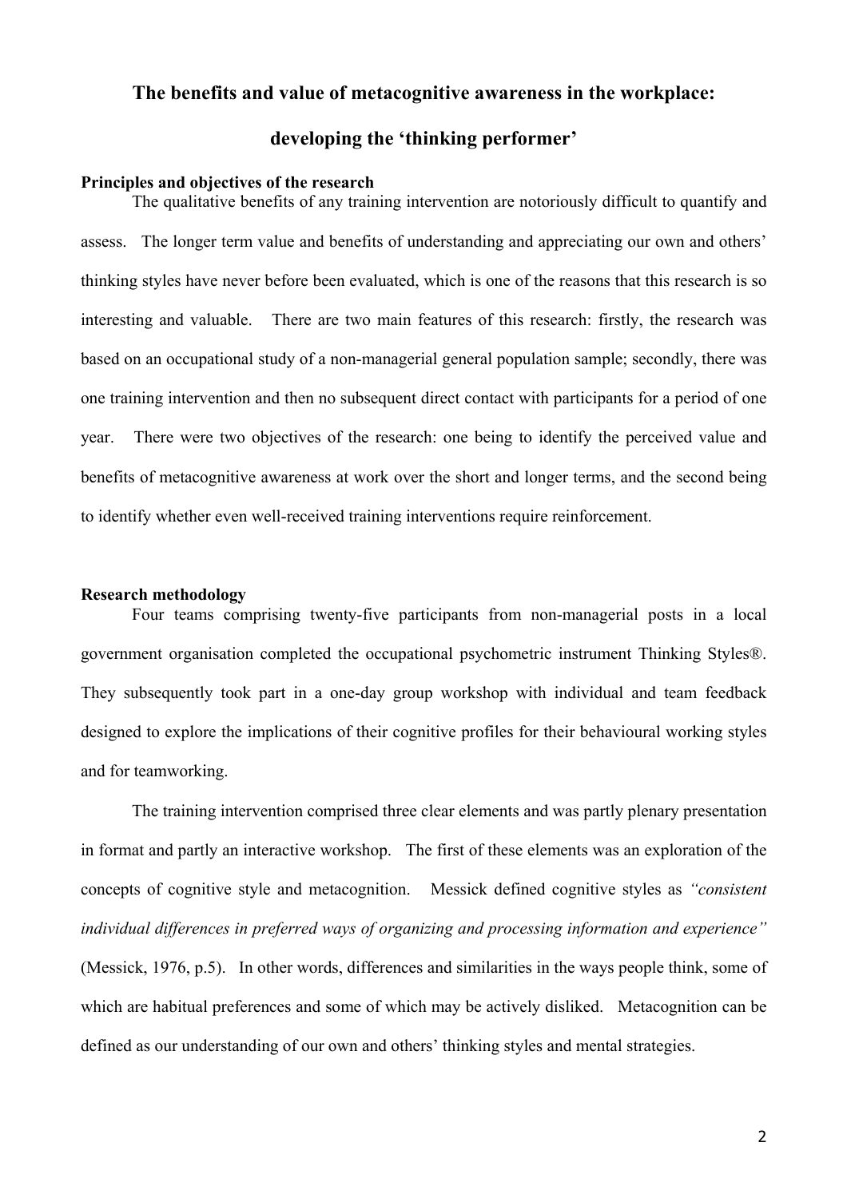# The benefits and value of metacognitive awareness in the workplace: developing the 'thinking performer'

**Principles and objectives of the research**

The qualitative benefits of any training intervention are notoriously difficult to quantify and assess. The longer term value and benefits of understanding and appreciating our own and others' thinking styles have never before been evaluated, which is one of the reasons that this research is so interesting and valuable. There are two main features of this research: firstly, the research was based on an occupational study of a non-managerial general population sample; secondly, there was one training intervention and then no subsequent direct contact with participants for a period of one year. There were two objectives of the research: one being to identify the perceived value and benefits of metacognitive awareness at work over the short and longer terms, and the second being to identify whether even well-received training interventions require reinforcement.

**Research methodology**

Four teams comprising twenty-five participants from non-managerial posts in a local government organisation completed the occupational psychometric instrument Thinking Styles®. They subsequently took part in a one-day group workshop with individual and team feedback designed to explore the implications of their cognitive profiles for their behavioural working styles and for teamworking.

The training intervention comprised three clear elements and was partly plenary presentation in format and partly an interactive workshop. The first of these elements was an exploration of the concepts of cognitive style and metacognition. Messick defined cognitive styles as *"consistent individual differences in preferred ways of organizing and processing information and experience"* (Messick, 1976, p.5). In other words, differences and similarities in the ways people think, some of which are habitual preferences and some of which may be actively disliked. Metacognition can be defined as our understanding of our own and others' thinking styles and mental strategies.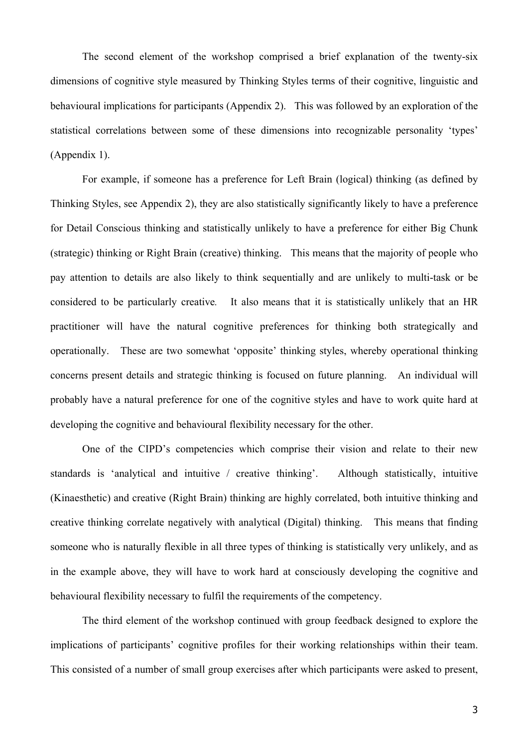The second element of the workshop comprised a brief explanation of the twenty-six dimensions of cognitive style measured by Thinking Styles terms of their cognitive, linguistic and behavioural implications for participants (Appendix 2). This was followed by an exploration of the statistical correlations between some of these dimensions into recognizable personality 'types' (Appendix 1).

For example, if someone has a preference for Left Brain (logical) thinking (as defined by Thinking Styles, see Appendix 2), they are also statistically significantly likely to have a preference for Detail Conscious thinking and statistically unlikely to have a preference for either Big Chunk (strategic) thinking or Right Brain (creative) thinking. This means that the majority of people who pay attention to details are also likely to think sequentially and are unlikely to multi-task or be considered to be particularly creative. It also means that it is statistically unlikely that an HR practitioner will have the natural cognitive preferences for thinking both strategically and operationally. These are two somewhat 'opposite' thinking styles, whereby operational thinking concerns present details and strategic thinking is focused on future planning. An individual will probably have a natural preference for one of the cognitive styles and have to work quite hard at developing the cognitive and behavioural flexibility necessary for the other.

One of the CIPD's competencies which comprise their vision and relate to their new standards is 'analytical and intuitive / creative thinking'. Although statistically, intuitive (Kinaesthetic) and creative (Right Brain) thinking are highly correlated, both intuitive thinking and creative thinking correlate negatively with analytical (Digital) thinking. This means that finding someone who is naturally flexible in all three types of thinking is statistically very unlikely, and as in the example above, they will have to work hard at consciously developing the cognitive and behavioural flexibility necessary to fulfil the requirements of the competency.

The third element of the workshop continued with group feedback designed to explore the implications of participants' cognitive profiles for their working relationships within their team. This consisted of a number of small group exercises after which participants were asked to present,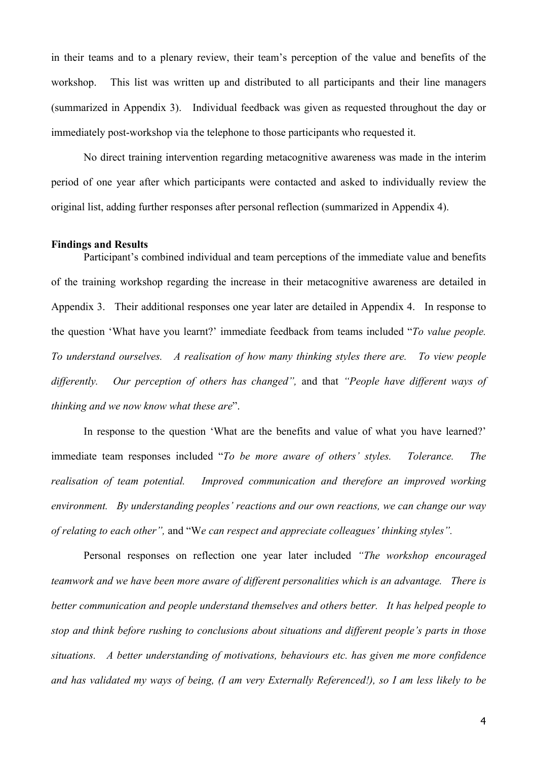in their teams and to a plenary review, their team's perception of the value and benefits of the workshop. This list was written up and distributed to all participants and their line managers (summarized in Appendix 3). Individual feedback was given as requested throughout the day or immediately post-workshop via the telephone to those participants who requested it.

No direct training intervention regarding metacognitive awareness was made in the interim period of one year after which participants were contacted and asked to individually review the original list, adding further responses after personal reflection (summarized in Appendix 4).

**Findings and Results**

Participant's combined individual and team perceptions of the immediate value and benefits of the training workshop regarding the increase in their metacognitive awareness are detailed in Appendix 3. Their additional responses one year later are detailed in Appendix 4. In response to the question 'What have you learnt?' immediate feedback from teams included "*To value people. To understand ourselves. A realisation of how many thinking styles there are. To view people differently. Our perception of others has changed",* and that *"People have different ways of thinking and we now know what these are*".

In response to the question 'What are the benefits and value of what you have learned?' immediate team responses included "*To be more aware of others' styles. Tolerance. The realisation of team potential. Improved communication and therefore an improved working environment. By understanding peoples' reactions and our own reactions, we can change our way of relating to each other",* and "W*e can respect and appreciate colleagues' thinking styles".*

Personal responses on reflection one year later included *"The workshop encouraged teamwork and we have been more aware of different personalities which is an advantage. There is better communication and people understand themselves and others better. It has helped people to stop and think before rushing to conclusions about situations and different people's parts in those situations. A better understanding of motivations, behaviours etc. has given me more confidence and has validated my ways of being, (I am very Externally Referenced!), so I am less likely to be*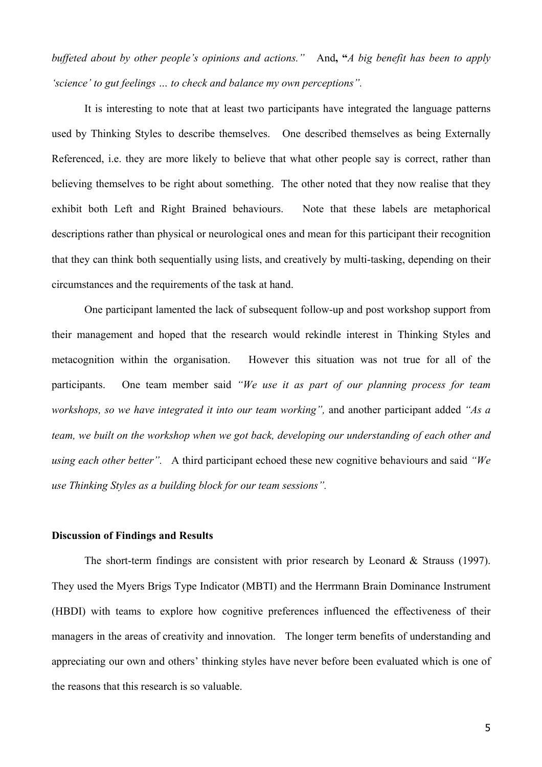*buffeted about by other people's opinions and actions."* And, "*A big benefit has been to apply 'science' to gut feelings … to check and balance my own perceptions".*

It is interesting to note that at least two participants have integrated the language patterns used by Thinking Styles to describe themselves. One described themselves as being Externally Referenced, i.e. they are more likely to believe that what other people say is correct, rather than believing themselves to be right about something. The other noted that they now realise that they exhibit both Left and Right Brained behaviours. Note that these labels are metaphorical descriptions rather than physical or neurological ones and mean for this participant their recognition that they can think both sequentially using lists, and creatively by multi-tasking, depending on their circumstances and the requirements of the task at hand.

One participant lamented the lack of subsequent follow-up and post workshop support from their management and hoped that the research would rekindle interest in Thinking Styles and metacognition within the organisation. However this situation was not true for all of the participants. One team member said *"We use it as part of our planning process for team workshops, so we have integrated it into our team working",* and another participant added *"As a team, we built on the workshop when we got back, developing our understanding of each other and using each other better".* A third participant echoed these new cognitive behaviours and said *"We use Thinking Styles as a building block for our team sessions".*

**Discussion of Findings and Results**

The short-term findings are consistent with prior research by Leonard & Strauss (1997). They used the Myers Brigs Type Indicator (MBTI) and the Herrmann Brain Dominance Instrument (HBDI) with teams to explore how cognitive preferences influenced the effectiveness of their managers in the areas of creativity and innovation. The longer term benefits of understanding and appreciating our own and others' thinking styles have never before been evaluated which is one of the reasons that this research is so valuable.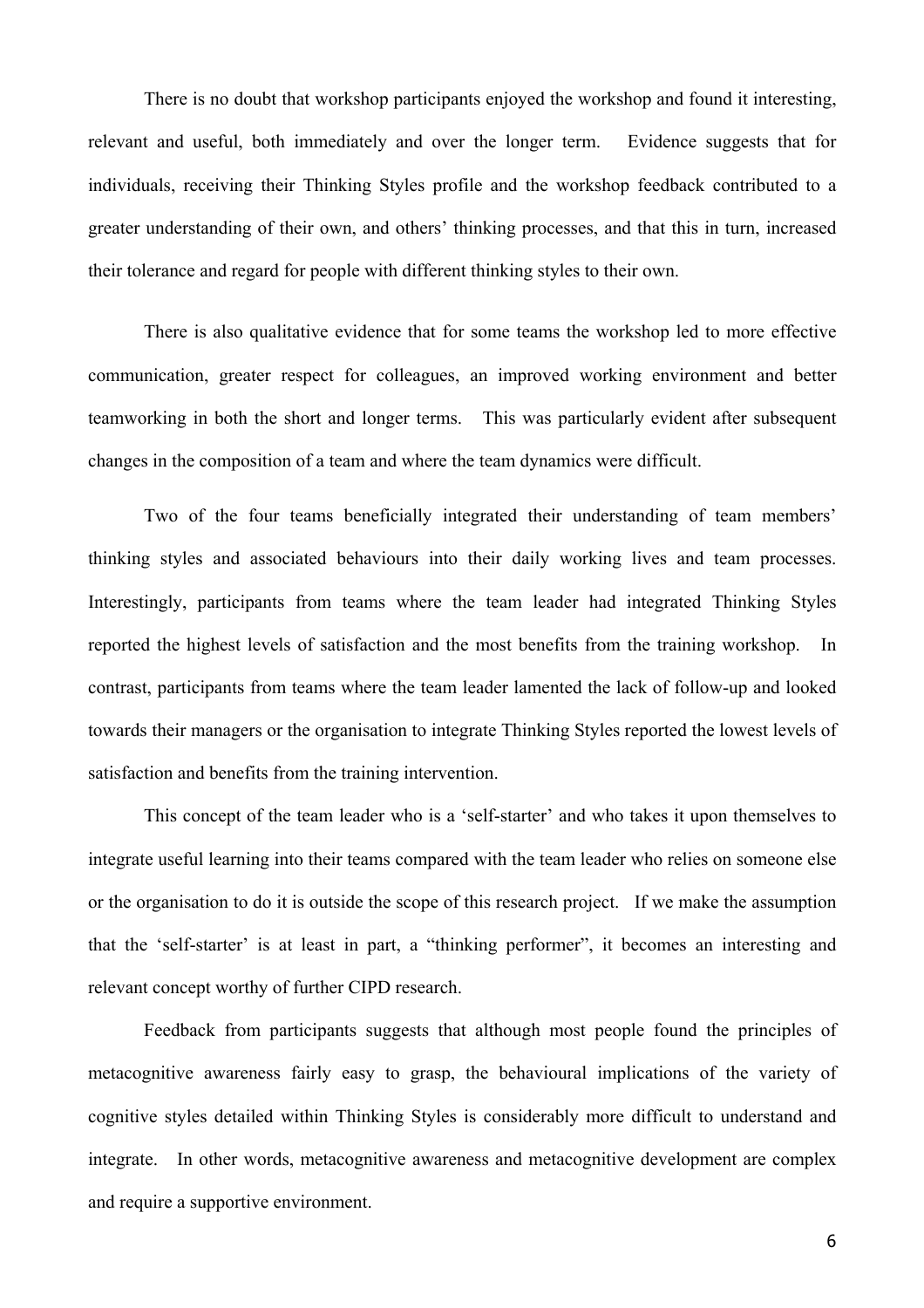There is no doubt that workshop participants enjoyed the workshop and found it interesting, relevant and useful, both immediately and over the longer term. Evidence suggests that for individuals, receiving their Thinking Styles profile and the workshop feedback contributed to a greater understanding of their own, and others' thinking processes, and that this in turn, increased their tolerance and regard for people with different thinking styles to their own.

There is also qualitative evidence that for some teams the workshop led to more effective communication, greater respect for colleagues, an improved working environment and better teamworking in both the short and longer terms. This was particularly evident after subsequent changes in the composition of a team and where the team dynamics were difficult.

Two of the four teams beneficially integrated their understanding of team members' thinking styles and associated behaviours into their daily working lives and team processes. Interestingly, participants from teams where the team leader had integrated Thinking Styles reported the highest levels of satisfaction and the most benefits from the training workshop. In contrast, participants from teams where the team leader lamented the lack of follow-up and looked towards their managers or the organisation to integrate Thinking Styles reported the lowest levels of satisfaction and benefits from the training intervention.

This concept of the team leader who is a 'self-starter' and who takes it upon themselves to integrate useful learning into their teams compared with the team leader who relies on someone else or the organisation to do it is outside the scope of this research project. If we make the assumption that the 'self-starter' is at least in part, a "thinking performer", it becomes an interesting and relevant concept worthy of further CIPD research.

Feedback from participants suggests that although most people found the principles of metacognitive awareness fairly easy to grasp, the behavioural implications of the variety of cognitive styles detailed within Thinking Styles is considerably more difficult to understand and integrate. In other words, metacognitive awareness and metacognitive development are complex and require a supportive environment.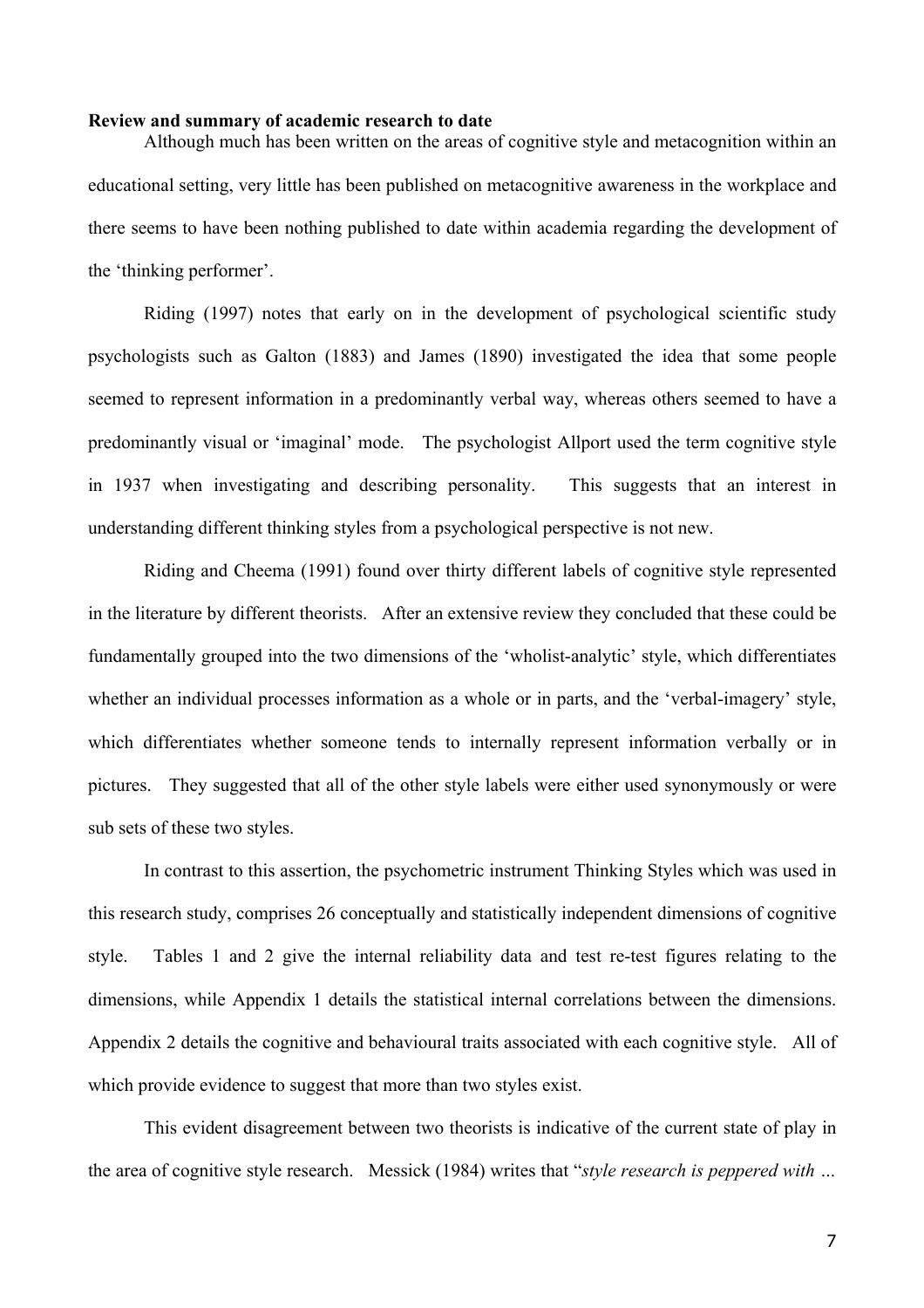**Review and summary of academic research to date**

Although much has been written on the areas of cognitive style and metacognition within an educational setting, very little has been published on metacognitive awareness in the workplace and there seems to have been nothing published to date within academia regarding the development of the 'thinking performer'.

Riding (1997) notes that early on in the development of psychological scientific study psychologists such as Galton (1883) and James (1890) investigated the idea that some people seemed to represent information in a predominantly verbal way, whereas others seemed to have a predominantly visual or 'imaginal' mode. The psychologist Allport used the term cognitive style in 1937 when investigating and describing personality. This suggests that an interest in understanding different thinking styles from a psychological perspective is not new.

Riding and Cheema (1991) found over thirty different labels of cognitive style represented in the literature by different theorists. After an extensive review they concluded that these could be fundamentally grouped into the two dimensions of the 'wholist-analytic' style, which differentiates whether an individual processes information as a whole or in parts, and the 'verbal-imagery' style, which differentiates whether someone tends to internally represent information verbally or in pictures. They suggested that all of the other style labels were either used synonymously or were sub sets of these two styles.

In contrast to this assertion, the psychometric instrument Thinking Styles which was used in this research study, comprises 26 conceptually and statistically independent dimensions of cognitive style. Tables 1 and 2 give the internal reliability data and test re-test figures relating to the dimensions, while Appendix 1 details the statistical internal correlations between the dimensions. Appendix 2 details the cognitive and behavioural traits associated with each cognitive style. All of which provide evidence to suggest that more than two styles exist.

This evident disagreement between two theorists is indicative of the current state of play in the area of cognitive style research. Messick (1984) writes that "*style research is peppered with …*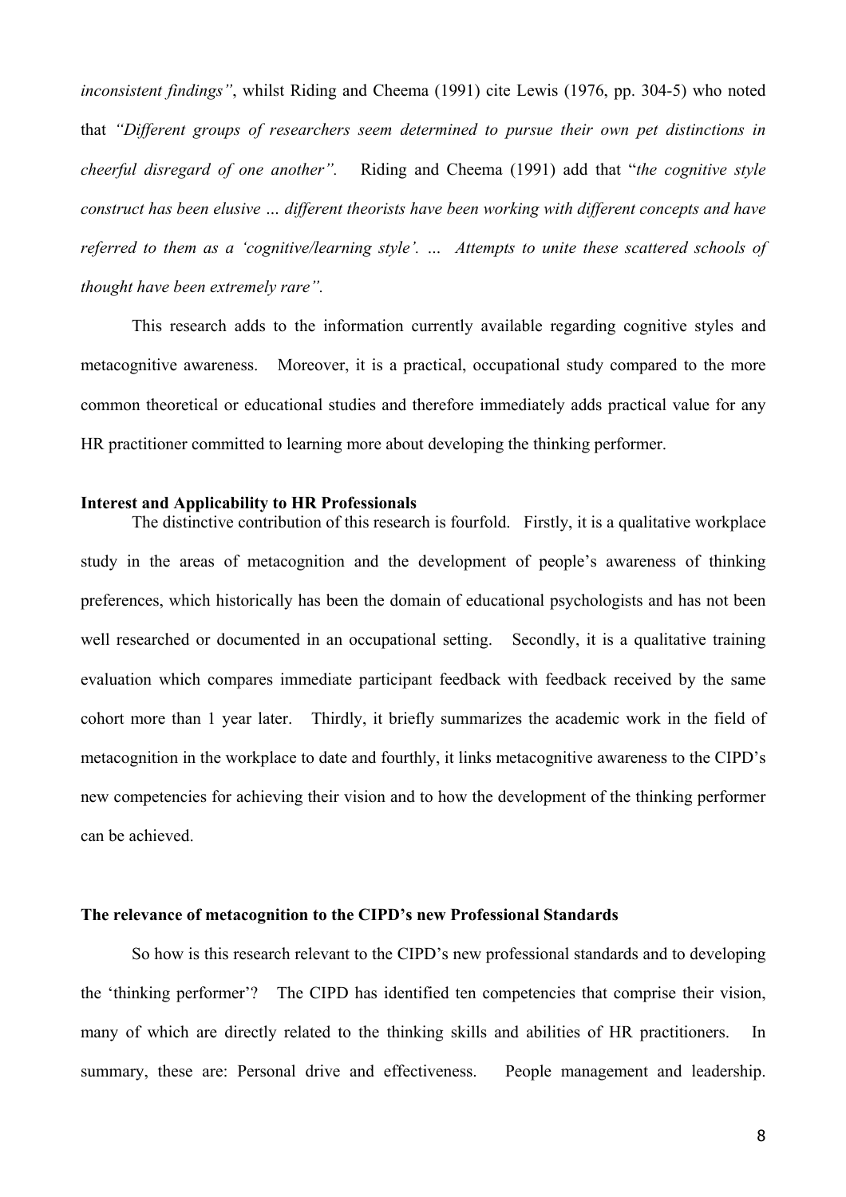*inconsistent findings"*, whilst Riding and Cheema (1991) cite Lewis (1976, pp. 304-5) who noted that *"Different groups of researchers seem determined to pursue their own pet distinctions in cheerful disregard of one another".* Riding and Cheema (1991) add that "*the cognitive style construct has been elusive … different theorists have been working with different concepts and have referred to them as a 'cognitive/learning style'. … Attempts to unite these scattered schools of thought have been extremely rare".*

This research adds to the information currently available regarding cognitive styles and metacognitive awareness. Moreover, it is a practical, occupational study compared to the more common theoretical or educational studies and therefore immediately adds practical value for any HR practitioner committed to learning more about developing the thinking performer.

**Interest and Applicability to HR Professionals**

The distinctive contribution of this research is fourfold. Firstly, it is a qualitative workplace study in the areas of metacognition and the development of people's awareness of thinking preferences, which historically has been the domain of educational psychologists and has not been well researched or documented in an occupational setting. Secondly, it is a qualitative training evaluation which compares immediate participant feedback with feedback received by the same cohort more than 1 year later. Thirdly, it briefly summarizes the academic work in the field of metacognition in the workplace to date and fourthly, it links metacognitive awareness to the CIPD's new competencies for achieving their vision and to how the development of the thinking performer can be achieved.

**The relevance of metacognition to the CIPD's new Professional Standards**

So how is this research relevant to the CIPD's new professional standards and to developing the 'thinking performer'? The CIPD has identified ten competencies that comprise their vision, many of which are directly related to the thinking skills and abilities of HR practitioners. In summary, these are: Personal drive and effectiveness. People management and leadership.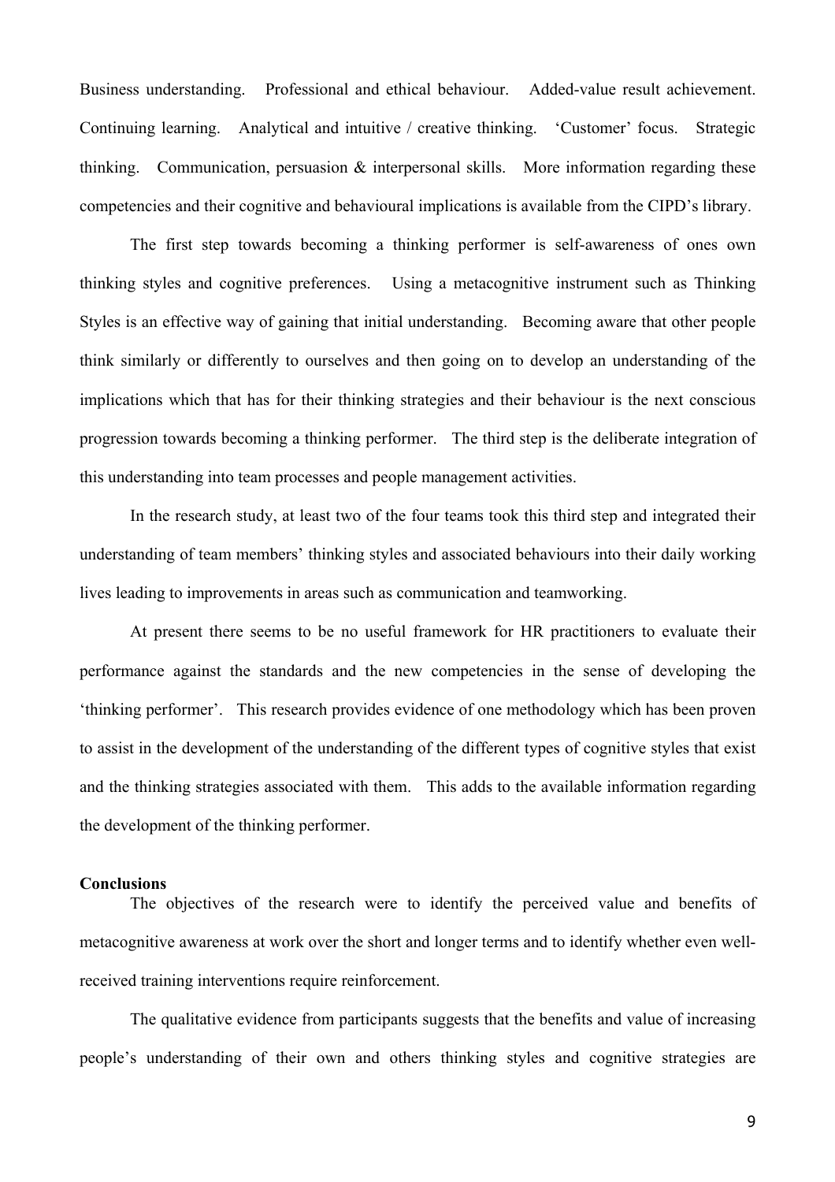Business understanding. Professional and ethical behaviour. Added-value result achievement. Continuing learning. Analytical and intuitive / creative thinking. 'Customer' focus. Strategic thinking. Communication, persuasion & interpersonal skills. More information regarding these competencies and their cognitive and behavioural implications is available from the CIPD's library.

The first step towards becoming a thinking performer is self-awareness of ones own thinking styles and cognitive preferences. Using a metacognitive instrument such as Thinking Styles is an effective way of gaining that initial understanding. Becoming aware that other people think similarly or differently to ourselves and then going on to develop an understanding of the implications which that has for their thinking strategies and their behaviour is the next conscious progression towards becoming a thinking performer. The third step is the deliberate integration of this understanding into team processes and people management activities.

In the research study, at least two of the four teams took this third step and integrated their understanding of team members' thinking styles and associated behaviours into their daily working lives leading to improvements in areas such as communication and teamworking.

At present there seems to be no useful framework for HR practitioners to evaluate their performance against the standards and the new competencies in the sense of developing the 'thinking performer'. This research provides evidence of one methodology which has been proven to assist in the development of the understanding of the different types of cognitive styles that exist and the thinking strategies associated with them. This adds to the available information regarding the development of the thinking performer.

**Conclusions**

The objectives of the research were to identify the perceived value and benefits of metacognitive awareness at work over the short and longer terms and to identify whether even well-received training interventions require reinforcement.

The qualitative evidence from participants suggests that the benefits and value of increasing people's understanding of their own and others thinking styles and cognitive strategies are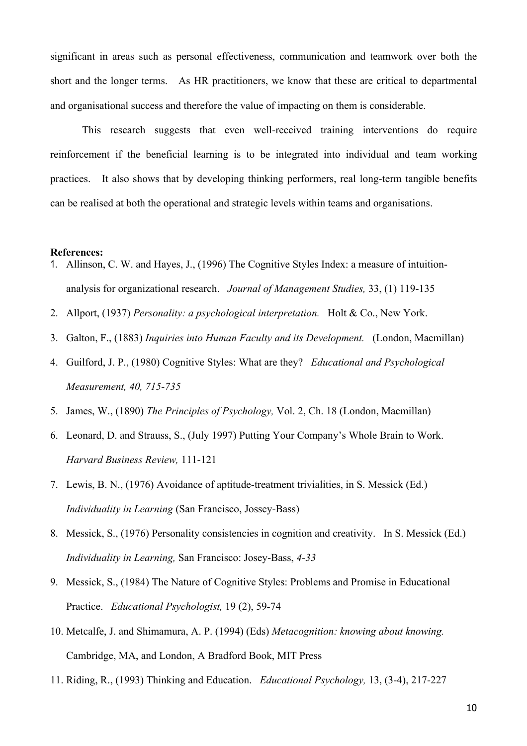significant in areas such as personal effectiveness, communication and teamwork over both the short and the longer terms. As HR practitioners, we know that these are critical to departmental and organisational success and therefore the value of impacting on them is considerable.

This research suggests that even well-received training interventions do require reinforcement if the beneficial learning is to be integrated into individual and team working practices. It also shows that by developing thinking performers, real long-term tangible benefits can be realised at both the operational and strategic levels within teams and organisations.

**References:**

1. Allinson, C. W. and Hayes, J., (1996) The Cognitive Styles Index: a measure of intuition-analysis for organizational research. *Journal of Management Studies,* 33, (1) 119-135
2. Allport, (1937) *Personality: a psychological interpretation.* Holt & Co., New York.
3. Galton, F., (1883) *Inquiries into Human Faculty and its Development.* (London, Macmillan)
4. Guilford, J. P., (1980) Cognitive Styles: What are they? *Educational and Psychological Measurement, 40, 715-735*
5. James, W., (1890) *The Principles of Psychology,* Vol. 2, Ch. 18 (London, Macmillan)
6. Leonard, D. and Strauss, S., (July 1997) Putting Your Company's Whole Brain to Work. *Harvard Business Review,* 111-121
7. Lewis, B. N., (1976) Avoidance of aptitude-treatment trivialities, in S. Messick (Ed.) *Individuality in Learning* (San Francisco, Jossey-Bass)
8. Messick, S., (1976) Personality consistencies in cognition and creativity. In S. Messick (Ed.) *Individuality in Learning,* San Francisco: Josey-Bass, *4-33*
9. Messick, S., (1984) The Nature of Cognitive Styles: Problems and Promise in Educational Practice. *Educational Psychologist,* 19 (2), 59-74
10. Metcalfe, J. and Shimamura, A. P. (1994) (Eds) *Metacognition: knowing about knowing.* Cambridge, MA, and London, A Bradford Book, MIT Press
11. Riding, R., (1993) Thinking and Education. *Educational Psychology,* 13, (3-4), 217-227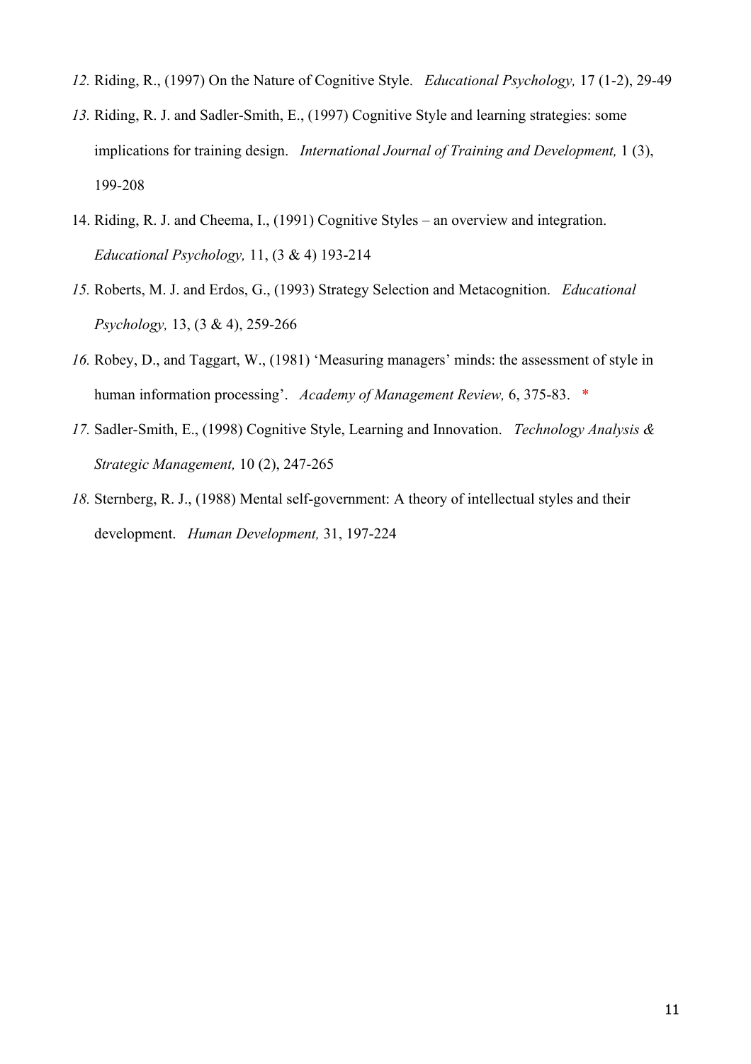12. Riding, R., (1997) On the Nature of Cognitive Style. *Educational Psychology,* 17 (1-2), 29-49
13. Riding, R. J. and Sadler-Smith, E., (1997) Cognitive Style and learning strategies: some implications for training design. *International Journal of Training and Development,* 1 (3), 199-208
14. Riding, R. J. and Cheema, I., (1991) Cognitive Styles – an overview and integration. *Educational Psychology,* 11, (3 & 4) 193-214
15. Roberts, M. J. and Erdos, G., (1993) Strategy Selection and Metacognition. *Educational Psychology,* 13, (3 & 4), 259-266
16. Robey, D., and Taggart, W., (1981) 'Measuring managers' minds: the assessment of style in human information processing'. *Academy of Management Review,* 6, 375-83. *
17. Sadler-Smith, E., (1998) Cognitive Style, Learning and Innovation. *Technology Analysis & Strategic Management,* 10 (2), 247-265
18. Sternberg, R. J., (1988) Mental self-government: A theory of intellectual styles and their development. *Human Development,* 31, 197-224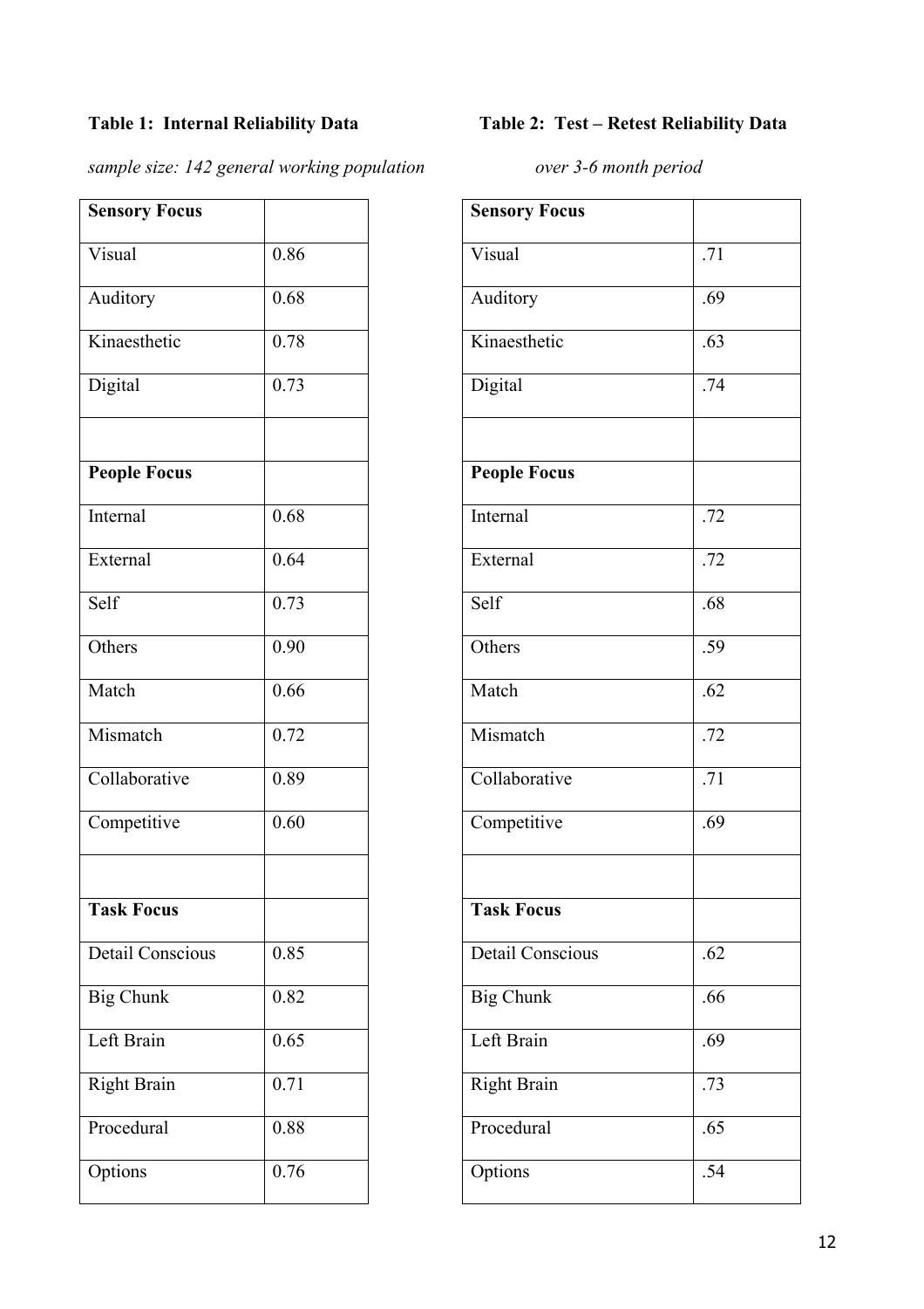**Table 1: Internal Reliability Data**

*sample size: 142 general working population*

| **Sensory Focus** | |
|---|---|
| Visual | 0.86 |
| Auditory | 0.68 |
| Kinaesthetic | 0.78 |
| Digital | 0.73 |
| | |
| **People Focus** | |
| Internal | 0.68 |
| External | 0.64 |
| Self | 0.73 |
| Others | 0.90 |
| Match | 0.66 |
| Mismatch | 0.72 |
| Collaborative | 0.89 |
| Competitive | 0.60 |
| | |
| **Task Focus** | |
| Detail Conscious | 0.85 |
| Big Chunk | 0.82 |
| Left Brain | 0.65 |
| Right Brain | 0.71 |
| Procedural | 0.88 |
| Options | 0.76 |

**Table 2: Test – Retest Reliability Data**

*over 3-6 month period*

| **Sensory Focus** | |
|---|---|
| Visual | .71 |
| Auditory | .69 |
| Kinaesthetic | .63 |
| Digital | .74 |
| | |
| **People Focus** | |
| Internal | .72 |
| External | .72 |
| Self | .68 |
| Others | .59 |
| Match | .62 |
| Mismatch | .72 |
| Collaborative | .71 |
| Competitive | .69 |
| | |
| **Task Focus** | |
| Detail Conscious | .62 |
| Big Chunk | .66 |
| Left Brain | .69 |
| Right Brain | .73 |
| Procedural | .65 |
| Options | .54 |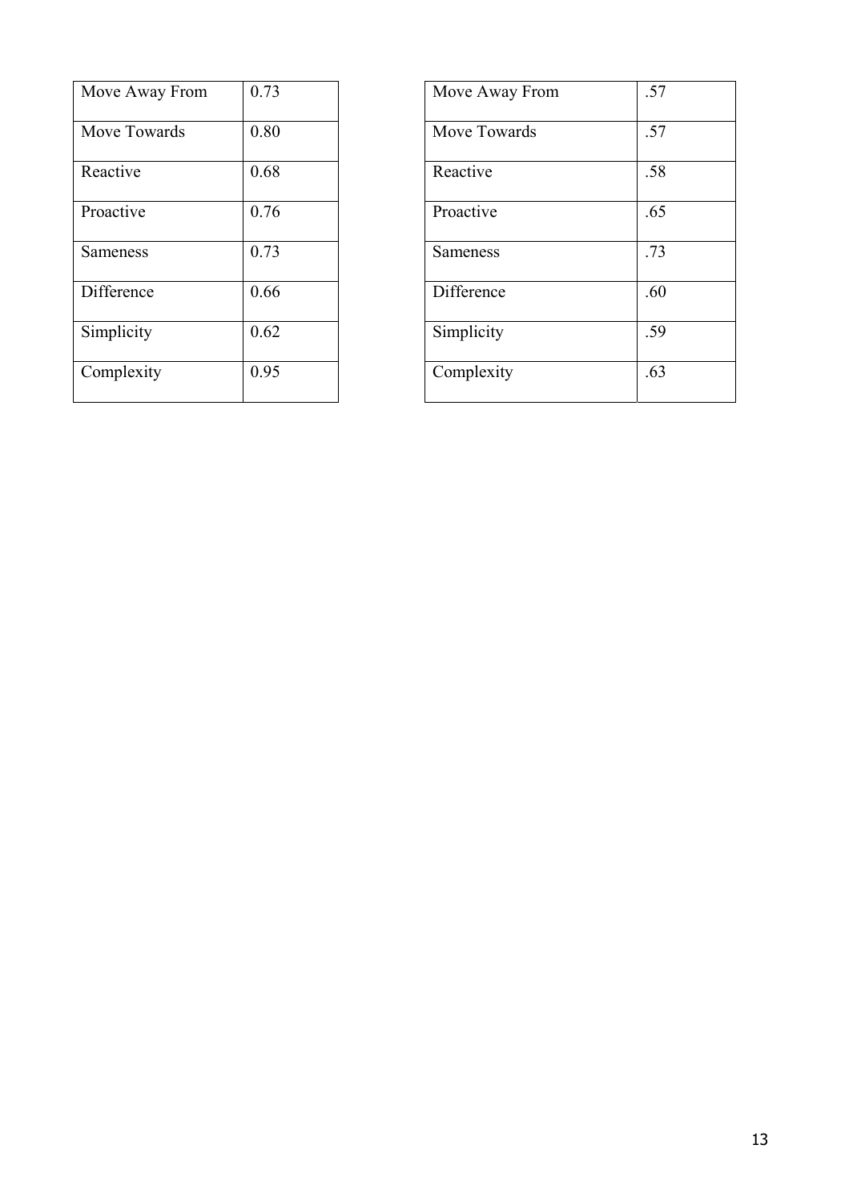| Move Away From | 0.73 |
|---|---|
| Move Towards | 0.80 |
| Reactive | 0.68 |
| Proactive | 0.76 |
| Sameness | 0.73 |
| Difference | 0.66 |
| Simplicity | 0.62 |
| Complexity | 0.95 |

| Move Away From | .57 |
|---|---|
| Move Towards | .57 |
| Reactive | .58 |
| Proactive | .65 |
| Sameness | .73 |
| Difference | .60 |
| Simplicity | .59 |
| Complexity | .63 |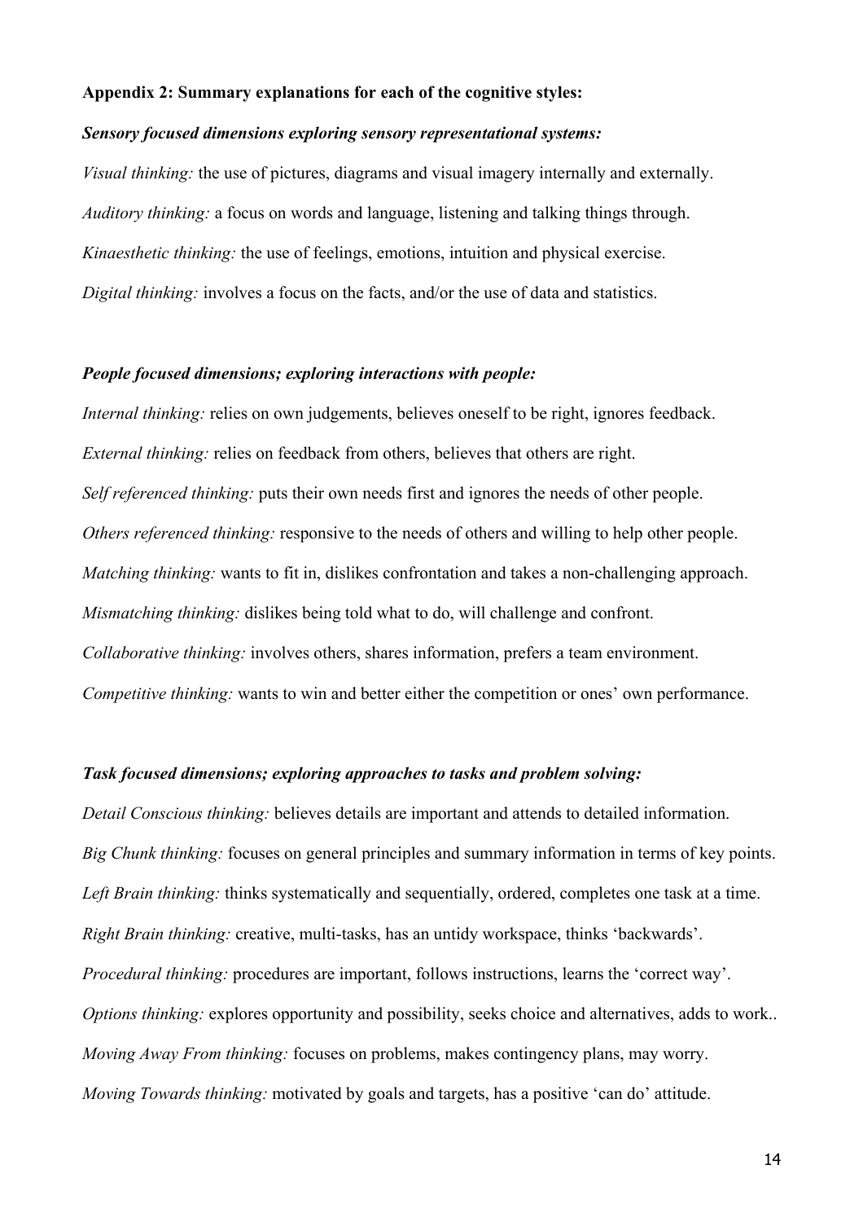**Appendix 2: Summary explanations for each of the cognitive styles:**

***Sensory focused dimensions exploring sensory representational systems:***

*Visual thinking:* the use of pictures, diagrams and visual imagery internally and externally.

*Auditory thinking:* a focus on words and language, listening and talking things through.

*Kinaesthetic thinking:* the use of feelings, emotions, intuition and physical exercise.

*Digital thinking:* involves a focus on the facts, and/or the use of data and statistics.

***People focused dimensions; exploring interactions with people:***

*Internal thinking:* relies on own judgements, believes oneself to be right, ignores feedback.

*External thinking:* relies on feedback from others, believes that others are right.

*Self referenced thinking:* puts their own needs first and ignores the needs of other people.

*Others referenced thinking:* responsive to the needs of others and willing to help other people.

*Matching thinking:* wants to fit in, dislikes confrontation and takes a non-challenging approach.

*Mismatching thinking:* dislikes being told what to do, will challenge and confront.

*Collaborative thinking:* involves others, shares information, prefers a team environment.

*Competitive thinking:* wants to win and better either the competition or ones' own performance.

***Task focused dimensions; exploring approaches to tasks and problem solving:***

*Detail Conscious thinking:* believes details are important and attends to detailed information.

*Big Chunk thinking:* focuses on general principles and summary information in terms of key points.

*Left Brain thinking:* thinks systematically and sequentially, ordered, completes one task at a time.

*Right Brain thinking:* creative, multi-tasks, has an untidy workspace, thinks 'backwards'.

*Procedural thinking:* procedures are important, follows instructions, learns the 'correct way'.

*Options thinking:* explores opportunity and possibility, seeks choice and alternatives, adds to work..

*Moving Away From thinking:* focuses on problems, makes contingency plans, may worry.

*Moving Towards thinking:* motivated by goals and targets, has a positive 'can do' attitude.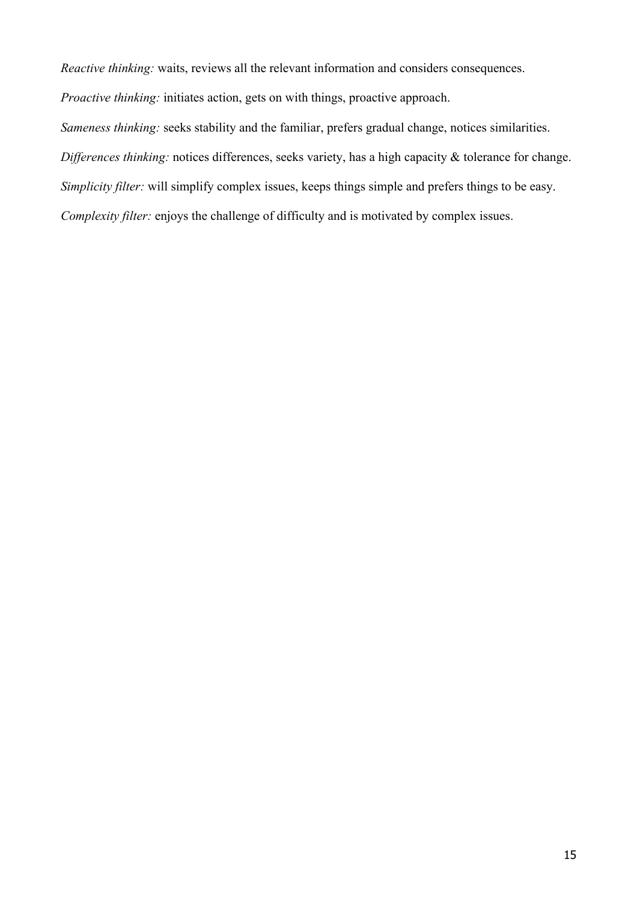*Reactive thinking:* waits, reviews all the relevant information and considers consequences.

*Proactive thinking:* initiates action, gets on with things, proactive approach.

*Sameness thinking:* seeks stability and the familiar, prefers gradual change, notices similarities.

*Differences thinking:* notices differences, seeks variety, has a high capacity & tolerance for change.

*Simplicity filter:* will simplify complex issues, keeps things simple and prefers things to be easy.

*Complexity filter:* enjoys the challenge of difficulty and is motivated by complex issues.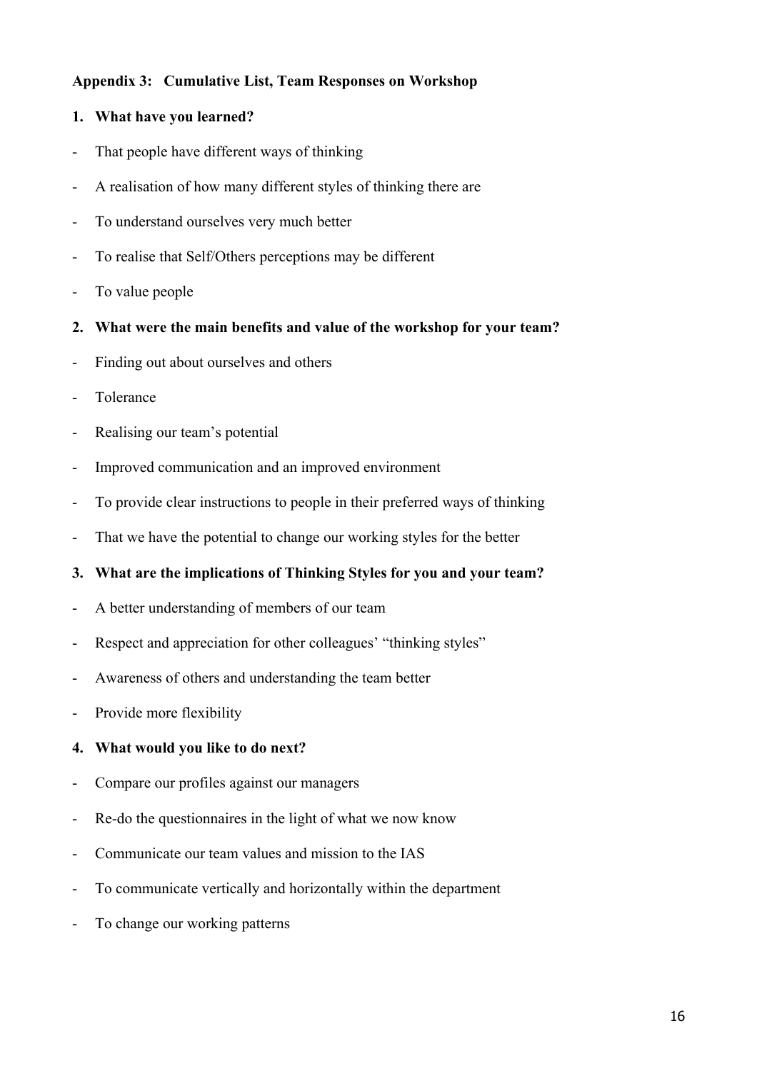**Appendix 3: Cumulative List, Team Responses on Workshop**

1. **What have you learned?**

- That people have different ways of thinking
- A realisation of how many different styles of thinking there are
- To understand ourselves very much better
- To realise that Self/Others perceptions may be different
- To value people

2. **What were the main benefits and value of the workshop for your team?**

- Finding out about ourselves and others
- Tolerance
- Realising our team's potential
- Improved communication and an improved environment
- To provide clear instructions to people in their preferred ways of thinking
- That we have the potential to change our working styles for the better

3. **What are the implications of Thinking Styles for you and your team?**

- A better understanding of members of our team
- Respect and appreciation for other colleagues' "thinking styles"
- Awareness of others and understanding the team better
- Provide more flexibility

4. **What would you like to do next?**

- Compare our profiles against our managers
- Re-do the questionnaires in the light of what we now know
- Communicate our team values and mission to the IAS
- To communicate vertically and horizontally within the department
- To change our working patterns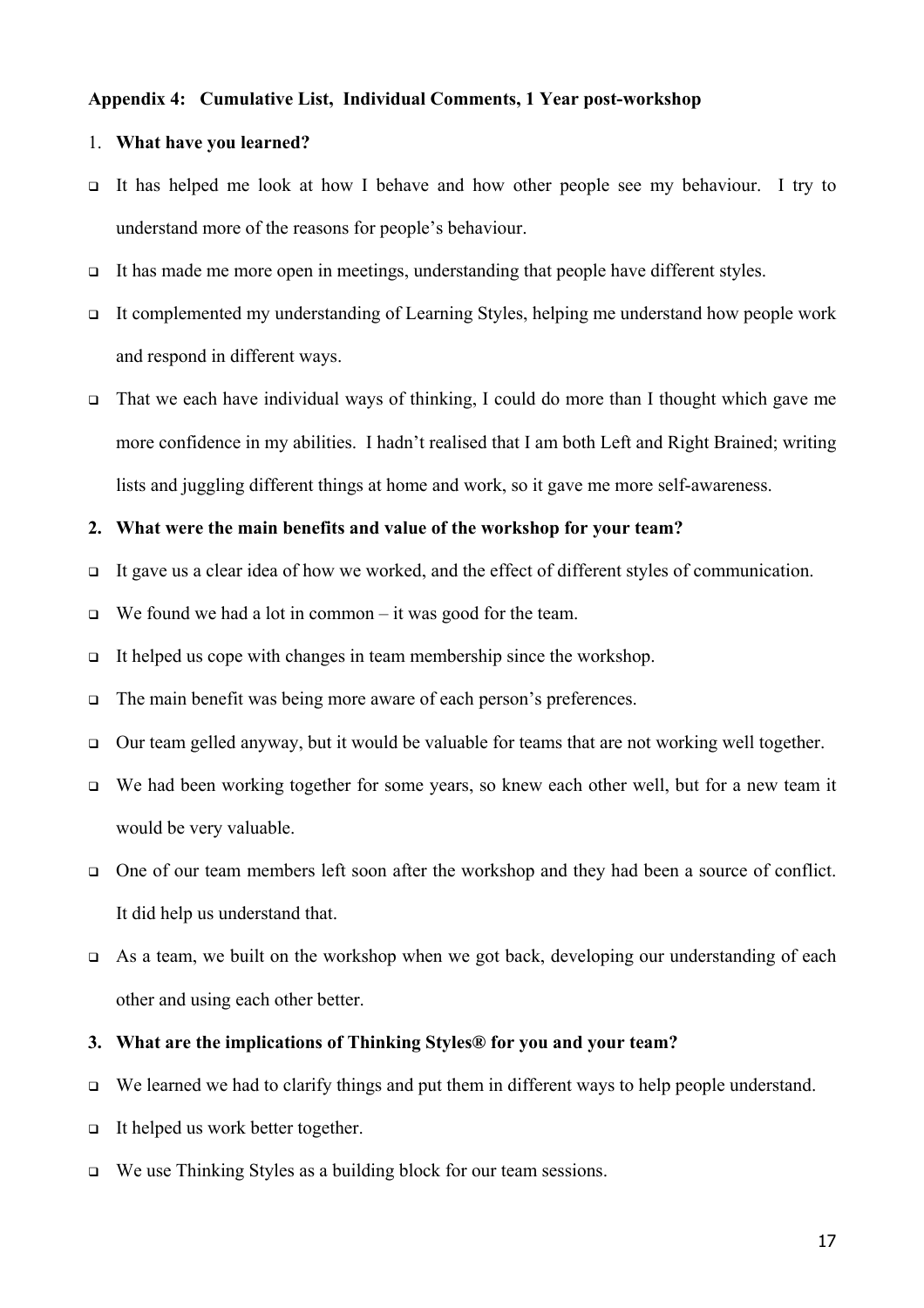**Appendix 4: Cumulative List, Individual Comments, 1 Year post-workshop**

1. **What have you learned?**

- It has helped me look at how I behave and how other people see my behaviour. I try to understand more of the reasons for people's behaviour.
- It has made me more open in meetings, understanding that people have different styles.
- It complemented my understanding of Learning Styles, helping me understand how people work and respond in different ways.
- That we each have individual ways of thinking, I could do more than I thought which gave me more confidence in my abilities. I hadn't realised that I am both Left and Right Brained; writing lists and juggling different things at home and work, so it gave me more self-awareness.

2. **What were the main benefits and value of the workshop for your team?**

- It gave us a clear idea of how we worked, and the effect of different styles of communication.
- We found we had a lot in common – it was good for the team.
- It helped us cope with changes in team membership since the workshop.
- The main benefit was being more aware of each person's preferences.
- Our team gelled anyway, but it would be valuable for teams that are not working well together.
- We had been working together for some years, so knew each other well, but for a new team it would be very valuable.
- One of our team members left soon after the workshop and they had been a source of conflict. It did help us understand that.
- As a team, we built on the workshop when we got back, developing our understanding of each other and using each other better.

3. **What are the implications of Thinking Styles® for you and your team?**

- We learned we had to clarify things and put them in different ways to help people understand.
- It helped us work better together.
- We use Thinking Styles as a building block for our team sessions.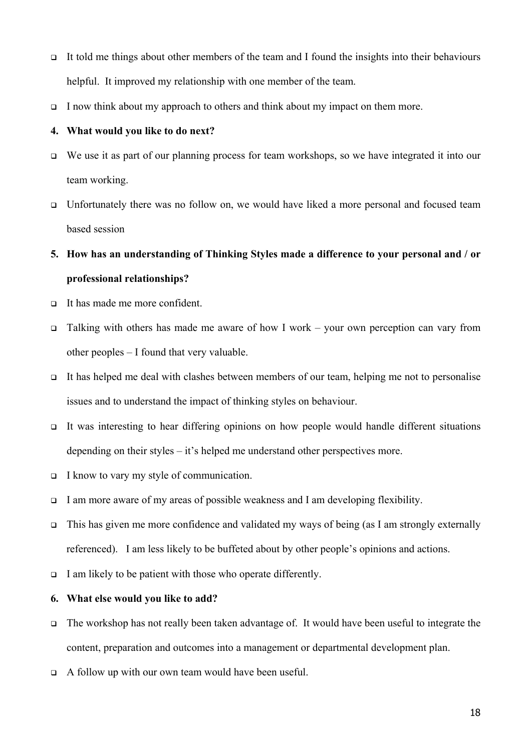- It told me things about other members of the team and I found the insights into their behaviours helpful. It improved my relationship with one member of the team.
- I now think about my approach to others and think about my impact on them more.

4. **What would you like to do next?**

- We use it as part of our planning process for team workshops, so we have integrated it into our team working.
- Unfortunately there was no follow on, we would have liked a more personal and focused team based session

5. **How has an understanding of Thinking Styles made a difference to your personal and / or professional relationships?**

- It has made me more confident.
- Talking with others has made me aware of how I work – your own perception can vary from other peoples – I found that very valuable.
- It has helped me deal with clashes between members of our team, helping me not to personalise issues and to understand the impact of thinking styles on behaviour.
- It was interesting to hear differing opinions on how people would handle different situations depending on their styles – it's helped me understand other perspectives more.
- I know to vary my style of communication.
- I am more aware of my areas of possible weakness and I am developing flexibility.
- This has given me more confidence and validated my ways of being (as I am strongly externally referenced). I am less likely to be buffeted about by other people's opinions and actions.
- I am likely to be patient with those who operate differently.

6. **What else would you like to add?**

- The workshop has not really been taken advantage of. It would have been useful to integrate the content, preparation and outcomes into a management or departmental development plan.
- A follow up with our own team would have been useful.